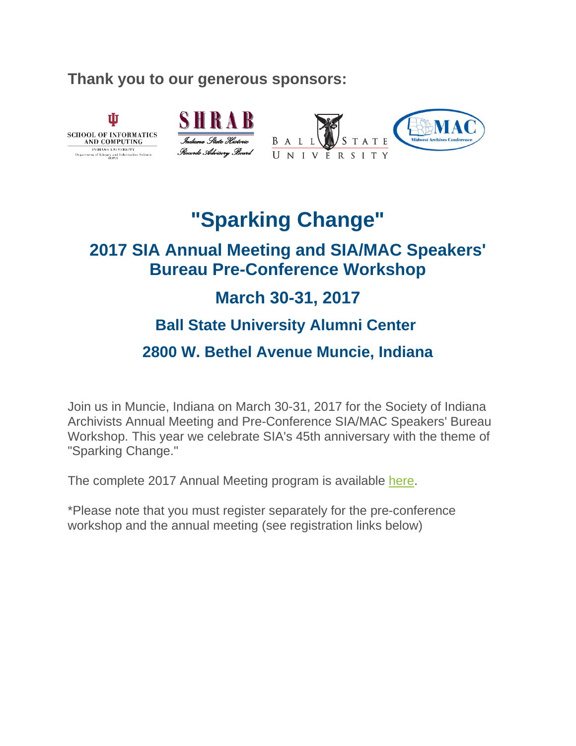**Thank you to our generous sponsors:**

SCHOOL OF INFORMATICS AND COMPUTING
INDIANA UNIVERSITY
Department of Library and Information Science
IUPUI

SHRAB
Indiana State Historic Records Advisory Board

BALL STATE UNIVERSITY

MAC
Midwest Archives Conference

# "Sparking Change"

## 2017 SIA Annual Meeting and SIA/MAC Speakers' Bureau Pre-Conference Workshop

## March 30-31, 2017

### Ball State University Alumni Center

### 2800 W. Bethel Avenue Muncie, Indiana

Join us in Muncie, Indiana on March 30-31, 2017 for the Society of Indiana Archivists Annual Meeting and Pre-Conference SIA/MAC Speakers' Bureau Workshop. This year we celebrate SIA's 45th anniversary with the theme of "Sparking Change."

The complete 2017 Annual Meeting program is available here.

*Please note that you must register separately for the pre-conference workshop and the annual meeting (see registration links below)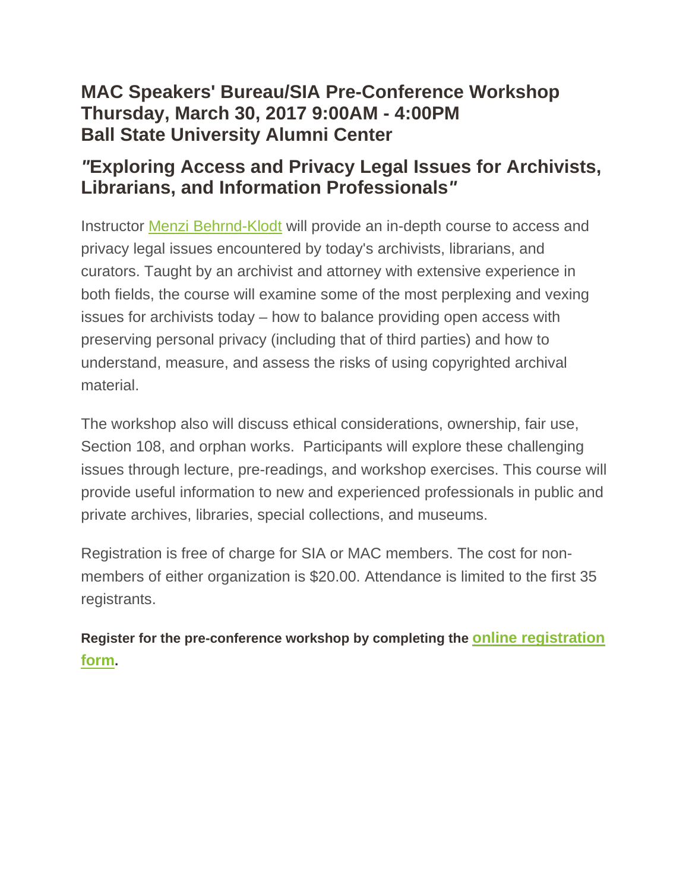## MAC Speakers' Bureau/SIA Pre-Conference Workshop Thursday, March 30, 2017 9:00AM - 4:00PM Ball State University Alumni Center

## "Exploring Access and Privacy Legal Issues for Archivists, Librarians, and Information Professionals"

Instructor Menzi Behrnd-Klodt will provide an in-depth course to access and privacy legal issues encountered by today's archivists, librarians, and curators. Taught by an archivist and attorney with extensive experience in both fields, the course will examine some of the most perplexing and vexing issues for archivists today – how to balance providing open access with preserving personal privacy (including that of third parties) and how to understand, measure, and assess the risks of using copyrighted archival material.

The workshop also will discuss ethical considerations, ownership, fair use, Section 108, and orphan works. Participants will explore these challenging issues through lecture, pre-readings, and workshop exercises. This course will provide useful information to new and experienced professionals in public and private archives, libraries, special collections, and museums.

Registration is free of charge for SIA or MAC members. The cost for non-members of either organization is $20.00. Attendance is limited to the first 35 registrants.

**Register for the pre-conference workshop by completing the online registration form.**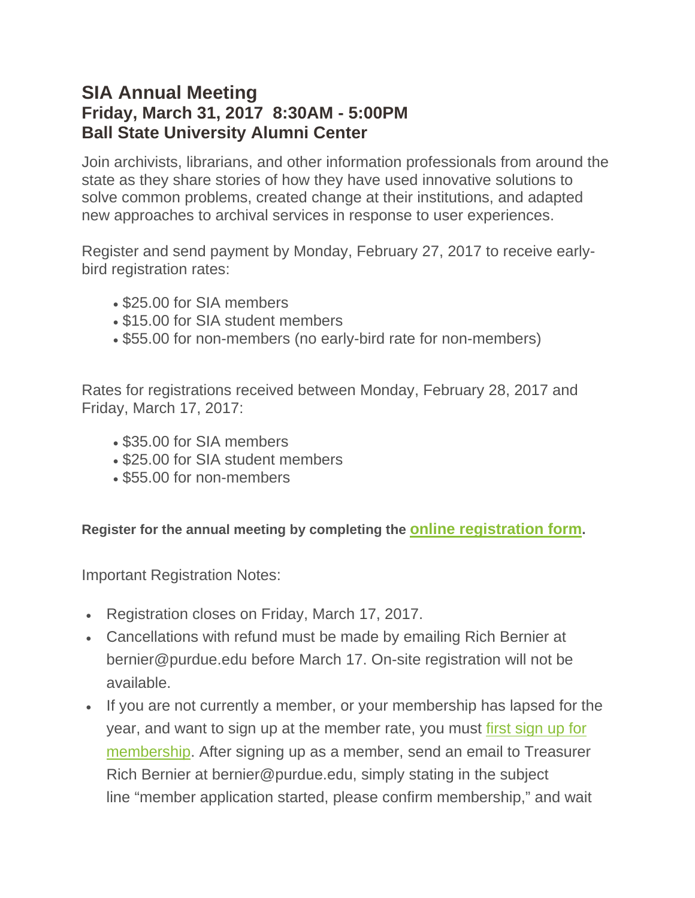## SIA Annual Meeting
### Friday, March 31, 2017 8:30AM - 5:00PM
### Ball State University Alumni Center

Join archivists, librarians, and other information professionals from around the state as they share stories of how they have used innovative solutions to solve common problems, created change at their institutions, and adapted new approaches to archival services in response to user experiences.

Register and send payment by Monday, February 27, 2017 to receive early-bird registration rates:

- $25.00 for SIA members
- $15.00 for SIA student members
- $55.00 for non-members (no early-bird rate for non-members)

Rates for registrations received between Monday, February 28, 2017 and Friday, March 17, 2017:

- $35.00 for SIA members
- $25.00 for SIA student members
- $55.00 for non-members

**Register for the annual meeting by completing the online registration form.**

Important Registration Notes:

- Registration closes on Friday, March 17, 2017.
- Cancellations with refund must be made by emailing Rich Bernier at bernier@purdue.edu before March 17. On-site registration will not be available.
- If you are not currently a member, or your membership has lapsed for the year, and want to sign up at the member rate, you must first sign up for membership. After signing up as a member, send an email to Treasurer Rich Bernier at bernier@purdue.edu, simply stating in the subject line "member application started, please confirm membership," and wait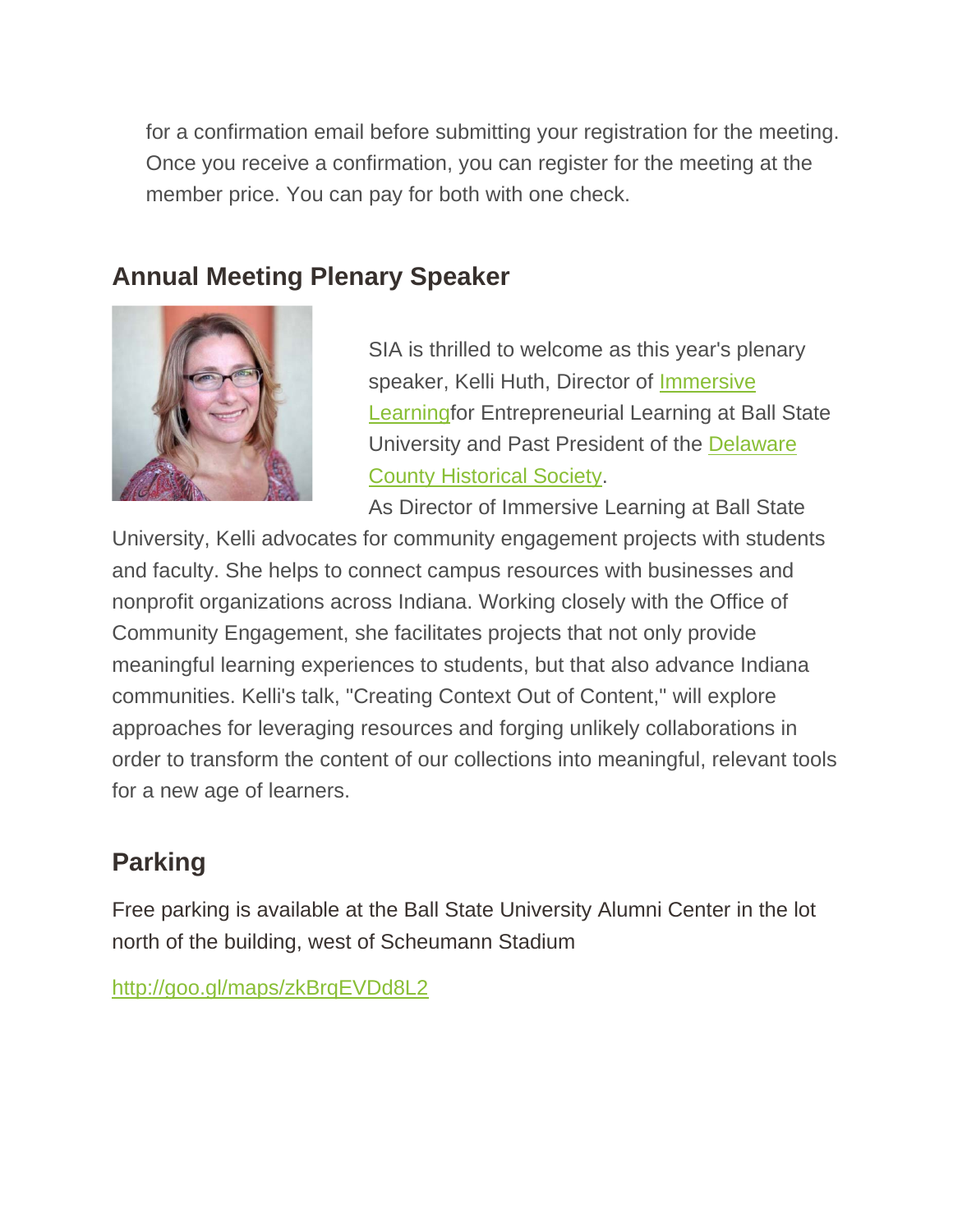for a confirmation email before submitting your registration for the meeting. Once you receive a confirmation, you can register for the meeting at the member price. You can pay for both with one check.

## Annual Meeting Plenary Speaker

SIA is thrilled to welcome as this year's plenary speaker, Kelli Huth, Director of Immersive Learningfor Entrepreneurial Learning at Ball State University and Past President of the Delaware County Historical Society.

As Director of Immersive Learning at Ball State University, Kelli advocates for community engagement projects with students and faculty. She helps to connect campus resources with businesses and nonprofit organizations across Indiana. Working closely with the Office of Community Engagement, she facilitates projects that not only provide meaningful learning experiences to students, but that also advance Indiana communities. Kelli's talk, "Creating Context Out of Content," will explore approaches for leveraging resources and forging unlikely collaborations in order to transform the content of our collections into meaningful, relevant tools for a new age of learners.

## Parking

Free parking is available at the Ball State University Alumni Center in the lot north of the building, west of Scheumann Stadium

http://goo.gl/maps/zkBrqEVDd8L2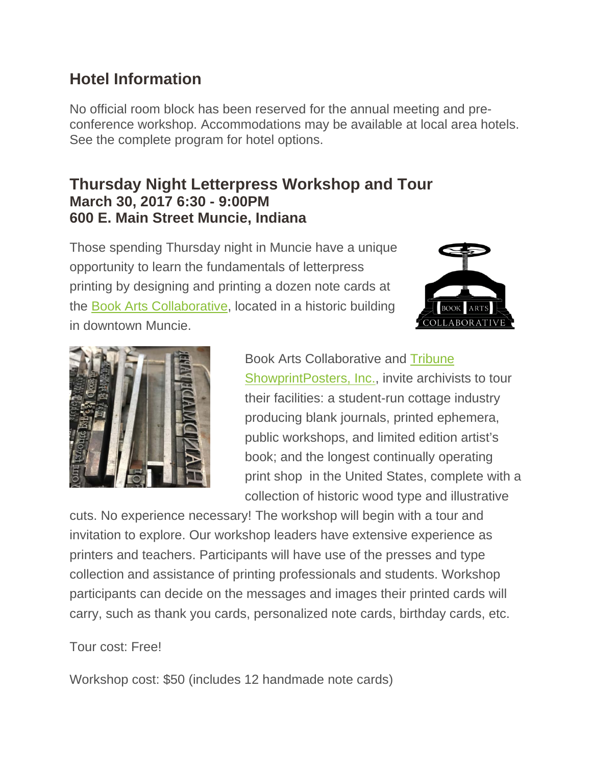## Hotel Information

No official room block has been reserved for the annual meeting and pre-conference workshop. Accommodations may be available at local area hotels. See the complete program for hotel options.

## Thursday Night Letterpress Workshop and Tour
### March 30, 2017 6:30 - 9:00PM
### 600 E. Main Street Muncie, Indiana

Those spending Thursday night in Muncie have a unique opportunity to learn the fundamentals of letterpress printing by designing and printing a dozen note cards at the Book Arts Collaborative, located in a historic building in downtown Muncie.

Book Arts Collaborative and Tribune ShowprintPosters, Inc., invite archivists to tour their facilities: a student-run cottage industry producing blank journals, printed ephemera, public workshops, and limited edition artist's book; and the longest continually operating print shop in the United States, complete with a collection of historic wood type and illustrative cuts. No experience necessary! The workshop will begin with a tour and invitation to explore. Our workshop leaders have extensive experience as printers and teachers. Participants will have use of the presses and type collection and assistance of printing professionals and students. Workshop participants can decide on the messages and images their printed cards will carry, such as thank you cards, personalized note cards, birthday cards, etc.

Tour cost: Free!

Workshop cost: $50 (includes 12 handmade note cards)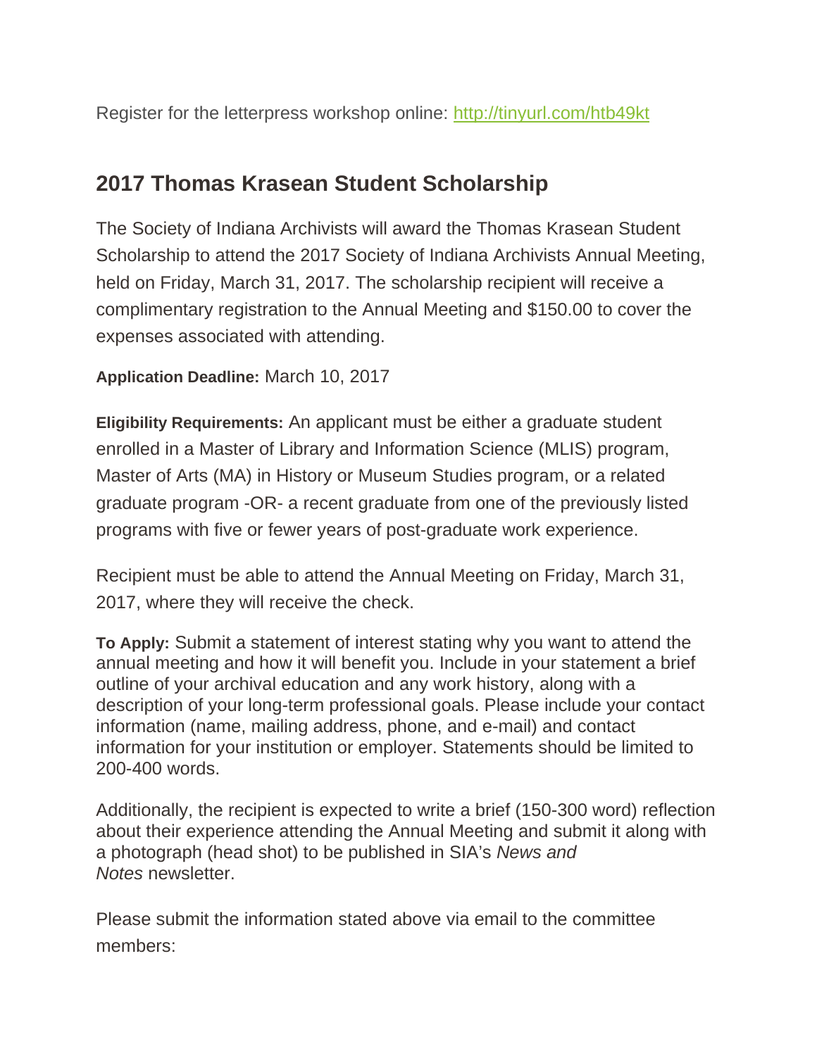Register for the letterpress workshop online: [http://tinyurl.com/htb49kt](http://tinyurl.com/htb49kt)

## 2017 Thomas Krasean Student Scholarship

The Society of Indiana Archivists will award the Thomas Krasean Student Scholarship to attend the 2017 Society of Indiana Archivists Annual Meeting, held on Friday, March 31, 2017. The scholarship recipient will receive a complimentary registration to the Annual Meeting and $150.00 to cover the expenses associated with attending.

**Application Deadline:** March 10, 2017

**Eligibility Requirements:** An applicant must be either a graduate student enrolled in a Master of Library and Information Science (MLIS) program, Master of Arts (MA) in History or Museum Studies program, or a related graduate program -OR- a recent graduate from one of the previously listed programs with five or fewer years of post-graduate work experience.

Recipient must be able to attend the Annual Meeting on Friday, March 31, 2017, where they will receive the check.

**To Apply:** Submit a statement of interest stating why you want to attend the annual meeting and how it will benefit you. Include in your statement a brief outline of your archival education and any work history, along with a description of your long-term professional goals. Please include your contact information (name, mailing address, phone, and e-mail) and contact information for your institution or employer. Statements should be limited to 200-400 words.

Additionally, the recipient is expected to write a brief (150-300 word) reflection about their experience attending the Annual Meeting and submit it along with a photograph (head shot) to be published in SIA's *News and Notes* newsletter.

Please submit the information stated above via email to the committee members: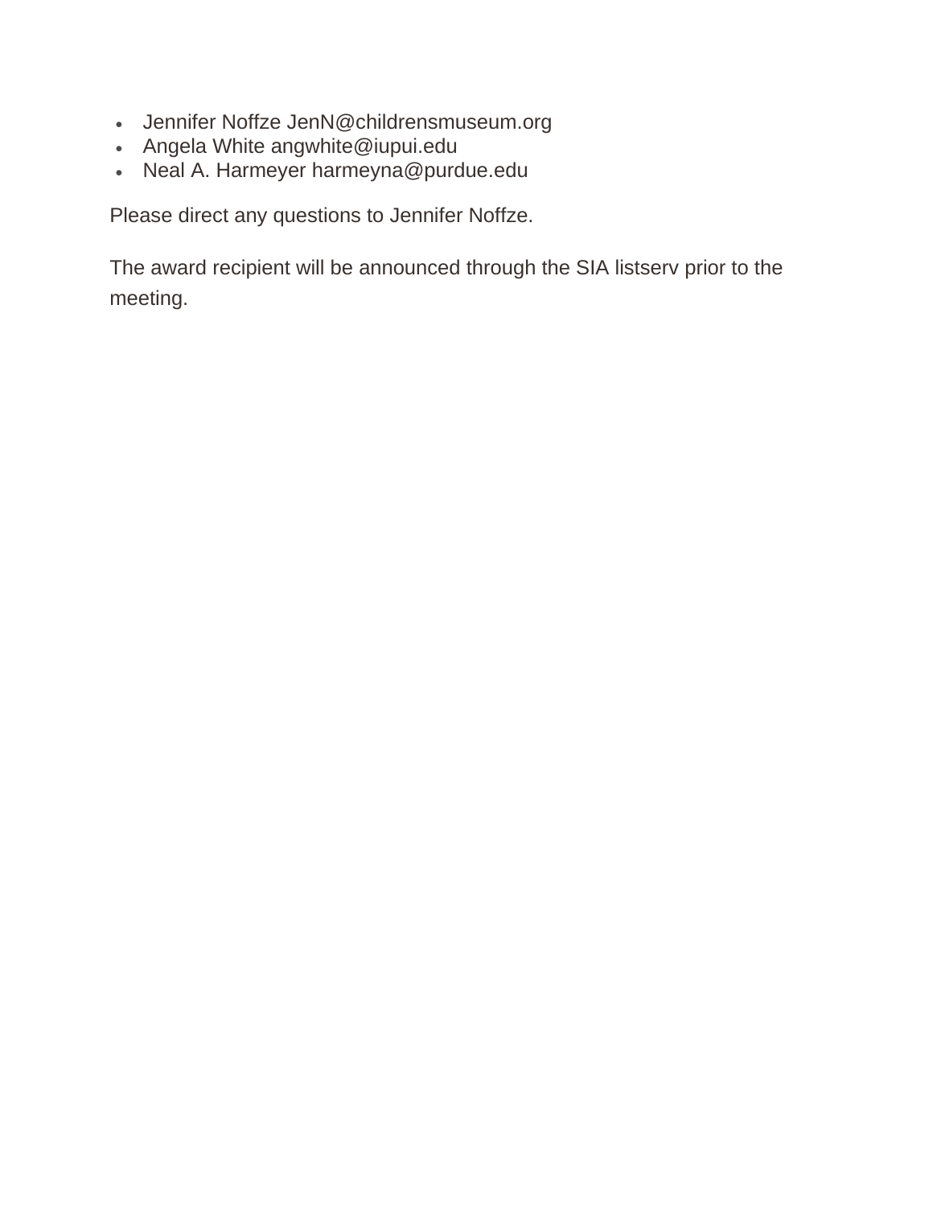- Jennifer Noffze JenN@childrensmuseum.org
- Angela White angwhite@iupui.edu
- Neal A. Harmeyer harmeyna@purdue.edu

Please direct any questions to Jennifer Noffze.

The award recipient will be announced through the SIA listserv prior to the meeting.